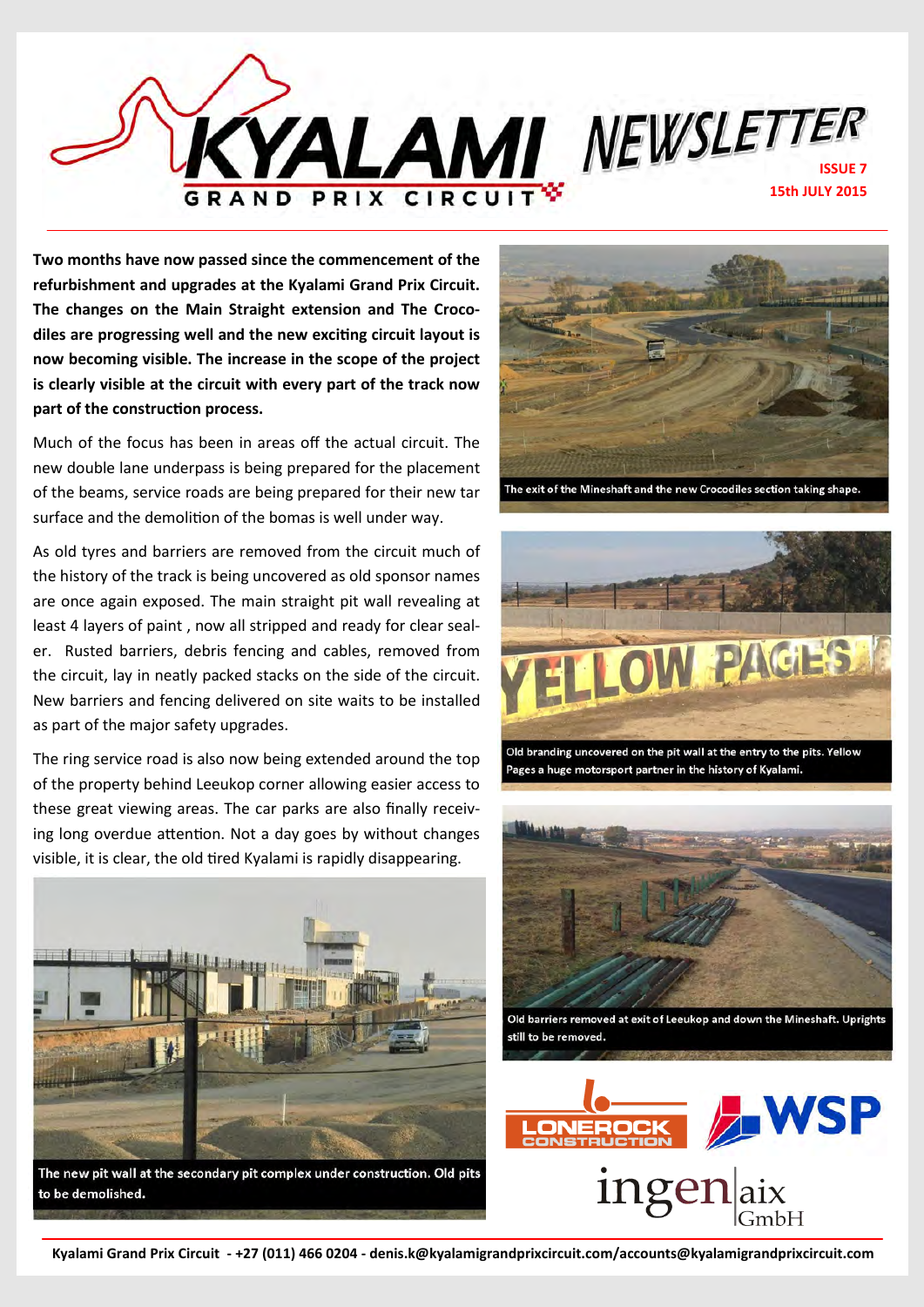# KYALAMI NEWSLETTER

**GRAND PRIX CIRCUIT**

**ISSUE 7**
**15th JULY 2015**

**Two months have now passed since the commencement of the refurbishment and upgrades at the Kyalami Grand Prix Circuit. The changes on the Main Straight extension and The Crocodiles are progressing well and the new exciting circuit layout is now becoming visible. The increase in the scope of the project is clearly visible at the circuit with every part of the track now part of the construction process.**

Much of the focus has been in areas off the actual circuit. The new double lane underpass is being prepared for the placement of the beams, service roads are being prepared for their new tar surface and the demolition of the bomas is well under way.

As old tyres and barriers are removed from the circuit much of the history of the track is being uncovered as old sponsor names are once again exposed. The main straight pit wall revealing at least 4 layers of paint , now all stripped and ready for clear sealer. Rusted barriers, debris fencing and cables, removed from the circuit, lay in neatly packed stacks on the side of the circuit. New barriers and fencing delivered on site waits to be installed as part of the major safety upgrades.

The ring service road is also now being extended around the top of the property behind Leeukop corner allowing easier access to these great viewing areas. The car parks are also finally receiving long overdue attention. Not a day goes by without changes visible, it is clear, the old tired Kyalami is rapidly disappearing.

The new pit wall at the secondary pit complex under construction. Old pits to be demolished.

The exit of the Mineshaft and the new Crocodiles section taking shape.

Old branding uncovered on the pit wall at the entry to the pits. Yellow Pages a huge motorsport partner in the history of Kyalami.

Old barriers removed at exit of Leeukop and down the Mineshaft. Uprights still to be removed.

LONEROCK CONSTRUCTION | WSP | ingen aix GmbH

Kyalami Grand Prix Circuit - +27 (011) 466 0204 - denis.k@kyalamigrandprixcircuit.com/accounts@kyalamigrandprixcircuit.com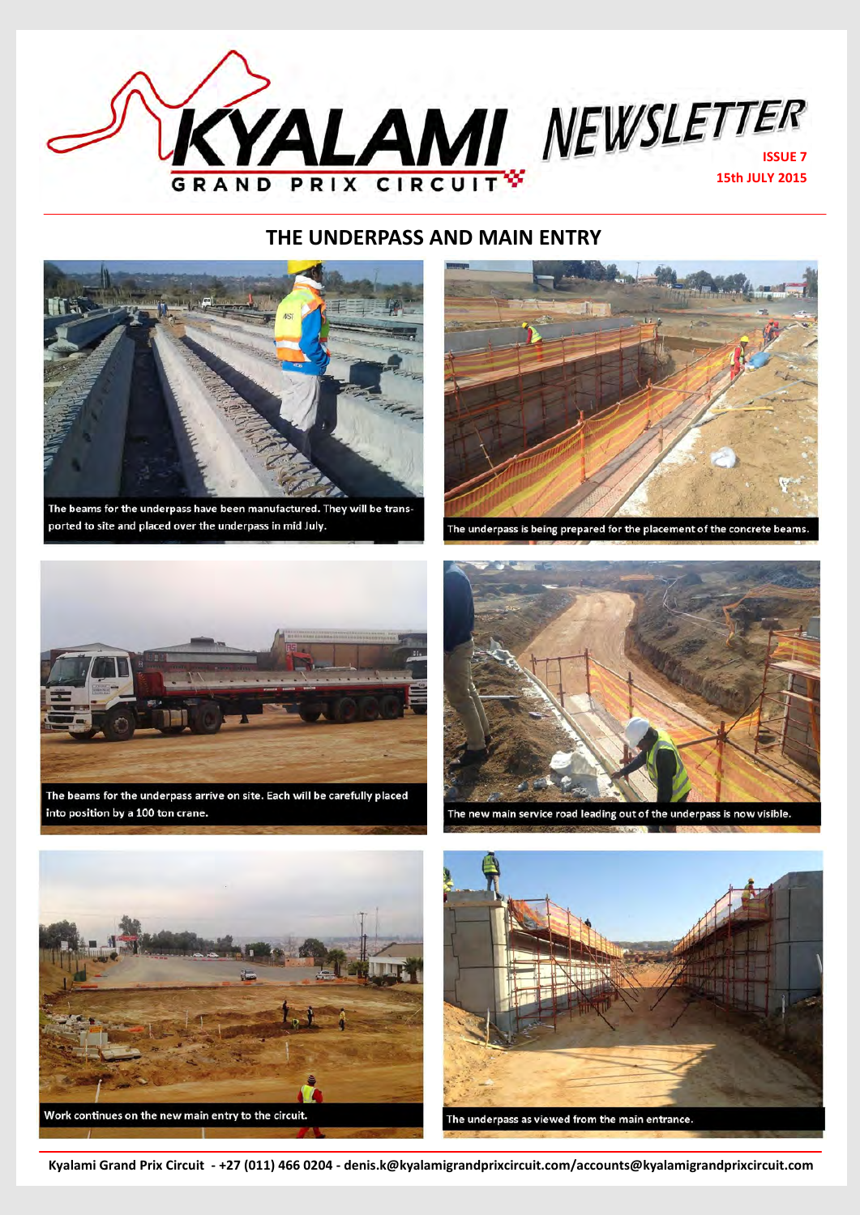# KYALAMI GRAND PRIX CIRCUIT NEWSLETTER

ISSUE 7

15th JULY 2015

## THE UNDERPASS AND MAIN ENTRY

The beams for the underpass have been manufactured. They will be transported to site and placed over the underpass in mid July.

The underpass is being prepared for the placement of the concrete beams.

The beams for the underpass arrive on site. Each will be carefully placed into position by a 100 ton crane.

The new main service road leading out of the underpass is now visible.

Work continues on the new main entry to the circuit.

The underpass as viewed from the main entrance.

Kyalami Grand Prix Circuit - +27 (011) 466 0204 - denis.k@kyalamigrandprixcircuit.com/accounts@kyalamigrandprixcircuit.com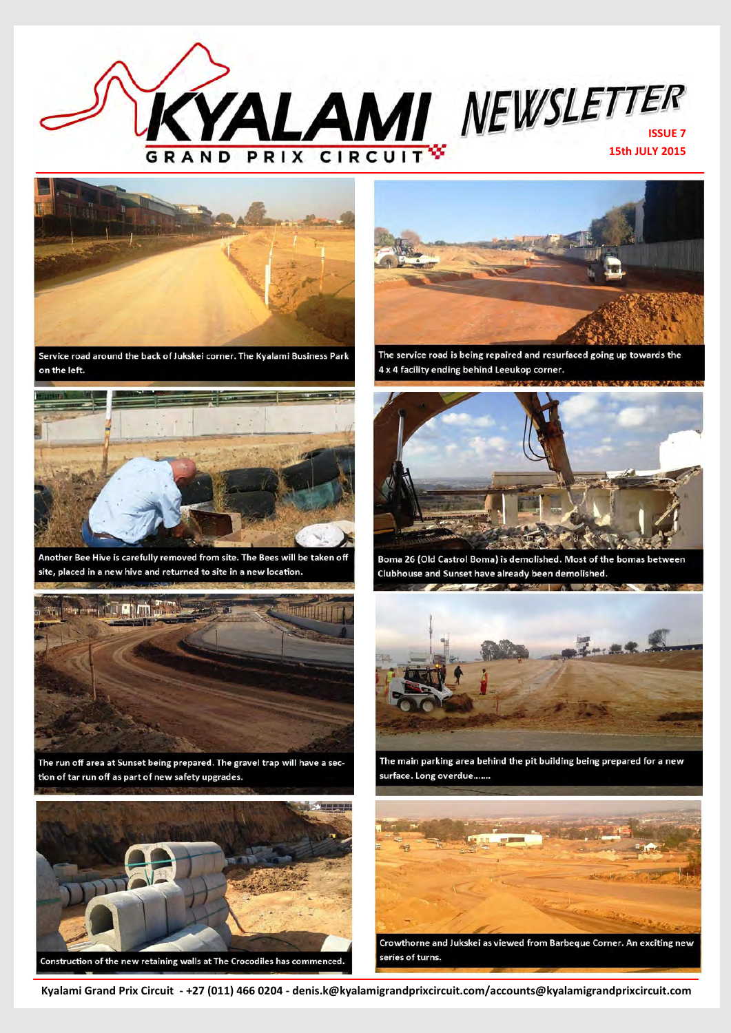# KYALAMI GRAND PRIX CIRCUIT NEWSLETTER

**ISSUE 7**
**15th JULY 2015**

Service road around the back of Jukskei corner. The Kyalami Business Park on the left.

The service road is being repaired and resurfaced going up towards the 4 x 4 facility ending behind Leeukop corner.

Another Bee Hive is carefully removed from site. The Bees will be taken off site, placed in a new hive and returned to site in a new location.

Boma 26 (Old Castrol Boma) is demolished. Most of the bomas between Clubhouse and Sunset have already been demolished.

The run off area at Sunset being prepared. The gravel trap will have a section of tar run off as part of new safety upgrades.

The main parking area behind the pit building being prepared for a new surface. Long overdue.......

Construction of the new retaining walls at The Crocodiles has commenced.

Crowthorne and Jukskei as viewed from Barbeque Corner. An exciting new series of turns.

**Kyalami Grand Prix Circuit - +27 (011) 466 0204 - denis.k@kyalamigrandprixcircuit.com/accounts@kyalamigrandprixcircuit.com**